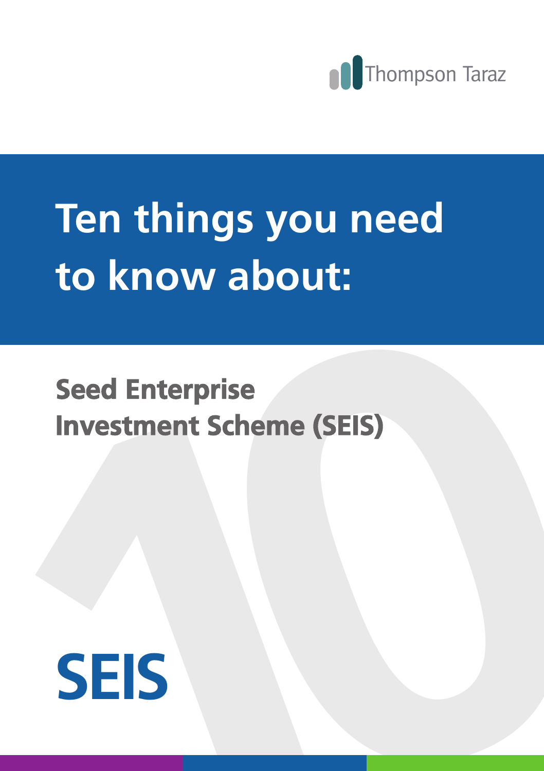Thompson Taraz

# Ten things you need to know about:

## Seed Enterprise Investment Scheme (SEIS)

# SEIS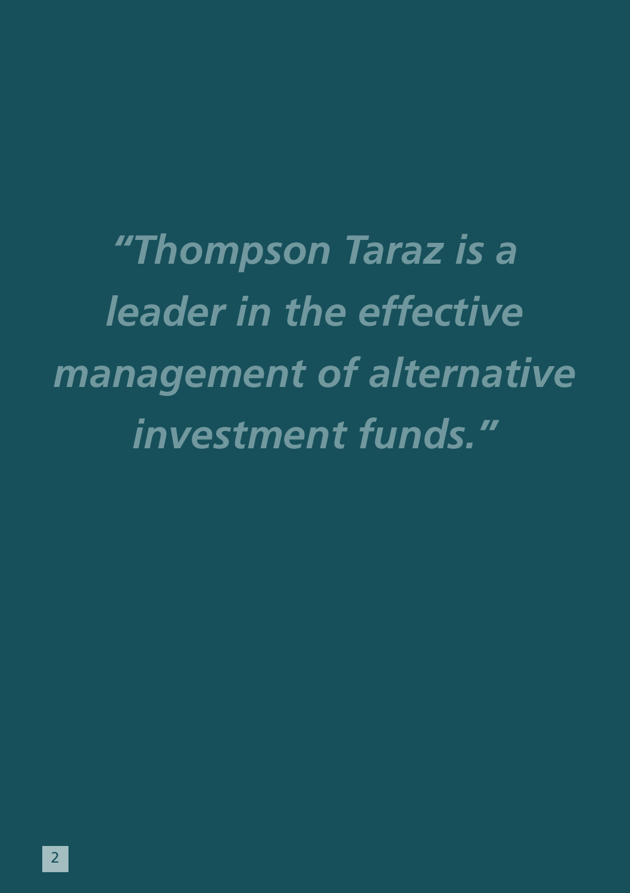*“Thompson Taraz is a leader in the effective management of alternative investment funds.”*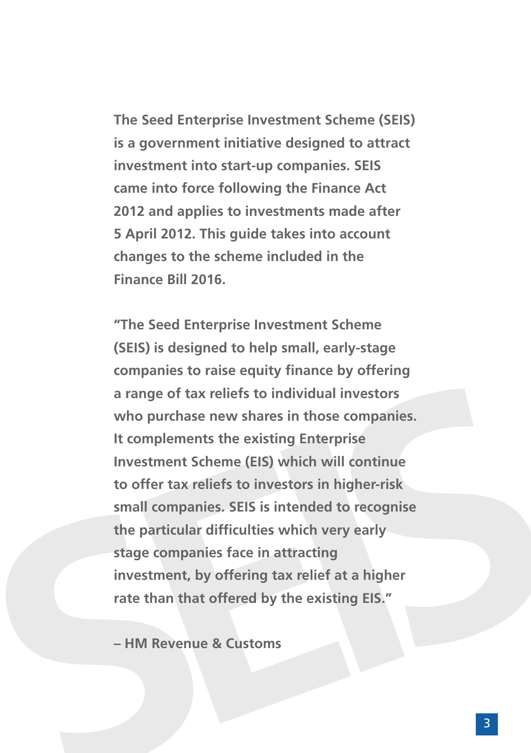**The Seed Enterprise Investment Scheme (SEIS) is a government initiative designed to attract investment into start-up companies. SEIS came into force following the Finance Act 2012 and applies to investments made after 5 April 2012. This guide takes into account changes to the scheme included in the Finance Bill 2016.**

**"The Seed Enterprise Investment Scheme (SEIS) is designed to help small, early-stage companies to raise equity finance by offering a range of tax reliefs to individual investors who purchase new shares in those companies. It complements the existing Enterprise Investment Scheme (EIS) which will continue to offer tax reliefs to investors in higher-risk small companies. SEIS is intended to recognise the particular difficulties which very early stage companies face in attracting investment, by offering tax relief at a higher rate than that offered by the existing EIS."**

**– HM Revenue & Customs**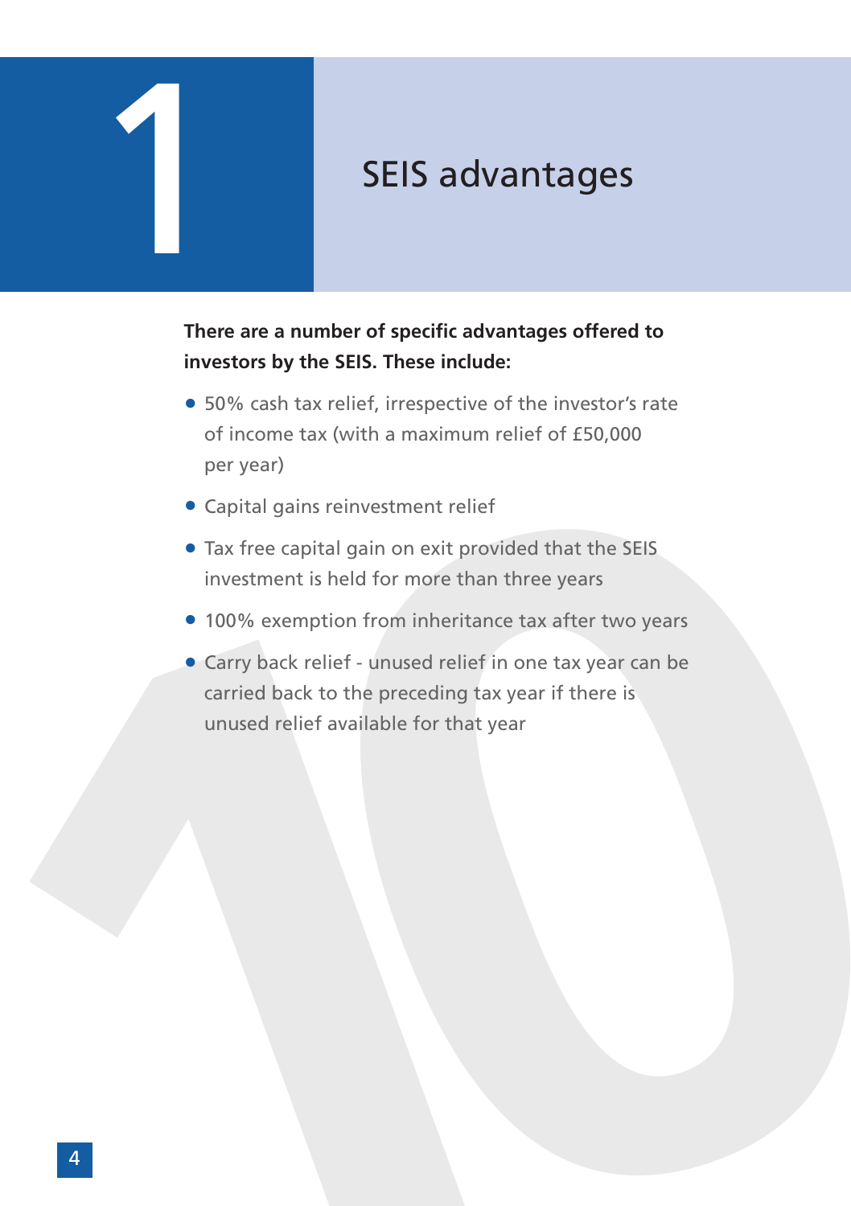# 1 SEIS advantages

**There are a number of specific advantages offered to investors by the SEIS. These include:**

- 50% cash tax relief, irrespective of the investor's rate of income tax (with a maximum relief of £50,000 per year)
- Capital gains reinvestment relief
- Tax free capital gain on exit provided that the SEIS investment is held for more than three years
- 100% exemption from inheritance tax after two years
- Carry back relief - unused relief in one tax year can be carried back to the preceding tax year if there is unused relief available for that year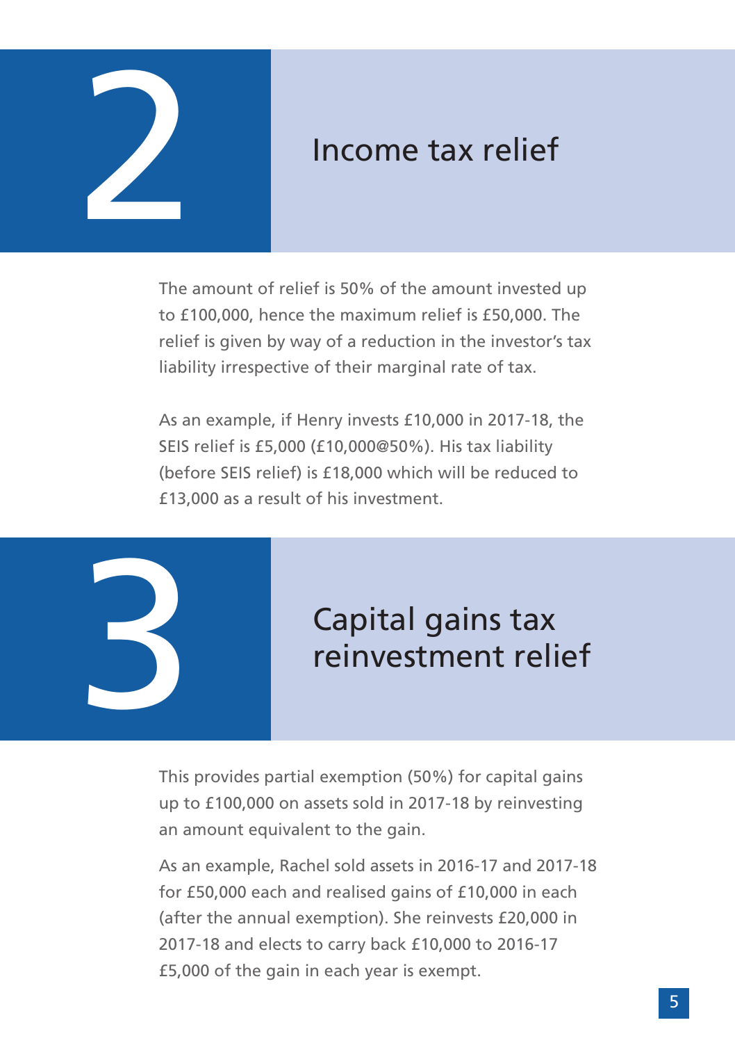# 2 Income tax relief

The amount of relief is 50% of the amount invested up to £100,000, hence the maximum relief is £50,000. The relief is given by way of a reduction in the investor's tax liability irrespective of their marginal rate of tax.

As an example, if Henry invests £10,000 in 2017-18, the SEIS relief is £5,000 (£10,000@50%). His tax liability (before SEIS relief) is £18,000 which will be reduced to £13,000 as a result of his investment.

# 3 Capital gains tax reinvestment relief

This provides partial exemption (50%) for capital gains up to £100,000 on assets sold in 2017-18 by reinvesting an amount equivalent to the gain.

As an example, Rachel sold assets in 2016-17 and 2017-18 for £50,000 each and realised gains of £10,000 in each (after the annual exemption). She reinvests £20,000 in 2017-18 and elects to carry back £10,000 to 2016-17 £5,000 of the gain in each year is exempt.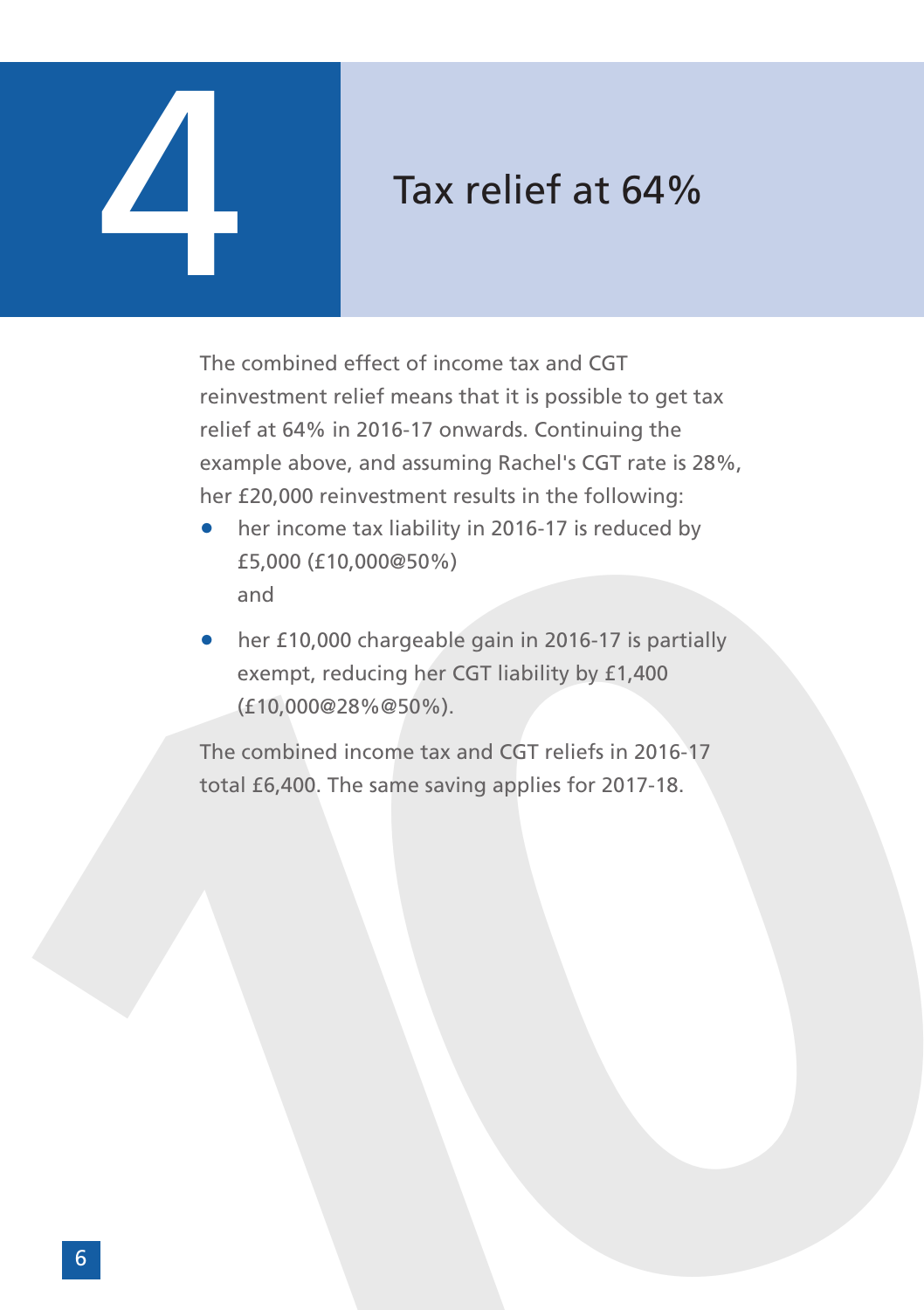# 4 Tax relief at 64%

The combined effect of income tax and CGT reinvestment relief means that it is possible to get tax relief at 64% in 2016-17 onwards. Continuing the example above, and assuming Rachel's CGT rate is 28%, her £20,000 reinvestment results in the following:

- her income tax liability in 2016-17 is reduced by £5,000 (£10,000@50%)
  and
- her £10,000 chargeable gain in 2016-17 is partially exempt, reducing her CGT liability by £1,400 (£10,000@28%@50%).

The combined income tax and CGT reliefs in 2016-17 total £6,400. The same saving applies for 2017-18.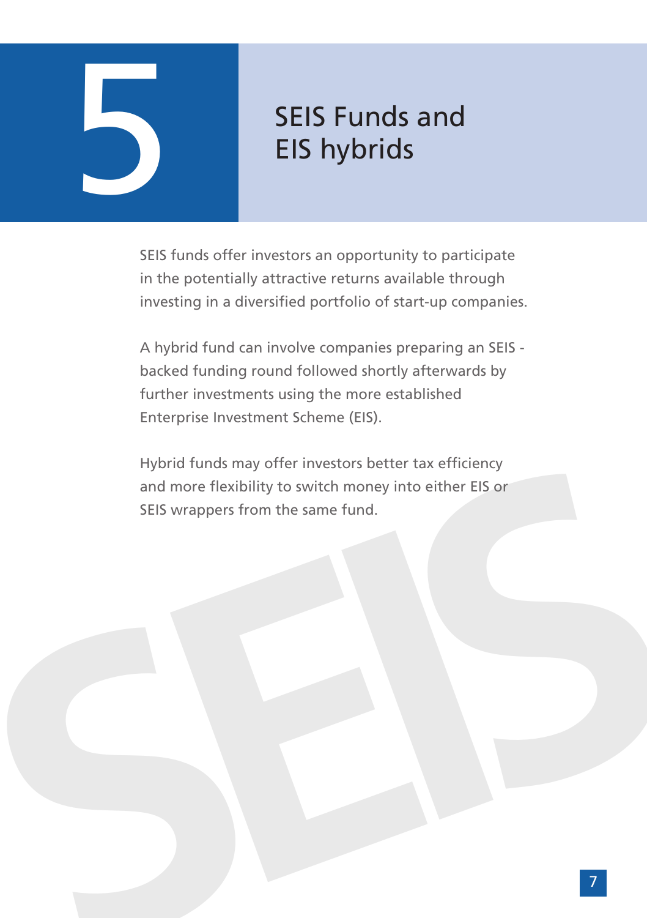# 5 SEIS Funds and EIS hybrids

SEIS funds offer investors an opportunity to participate in the potentially attractive returns available through investing in a diversified portfolio of start-up companies.

A hybrid fund can involve companies preparing an SEIS - backed funding round followed shortly afterwards by further investments using the more established Enterprise Investment Scheme (EIS).

Hybrid funds may offer investors better tax efficiency and more flexibility to switch money into either EIS or SEIS wrappers from the same fund.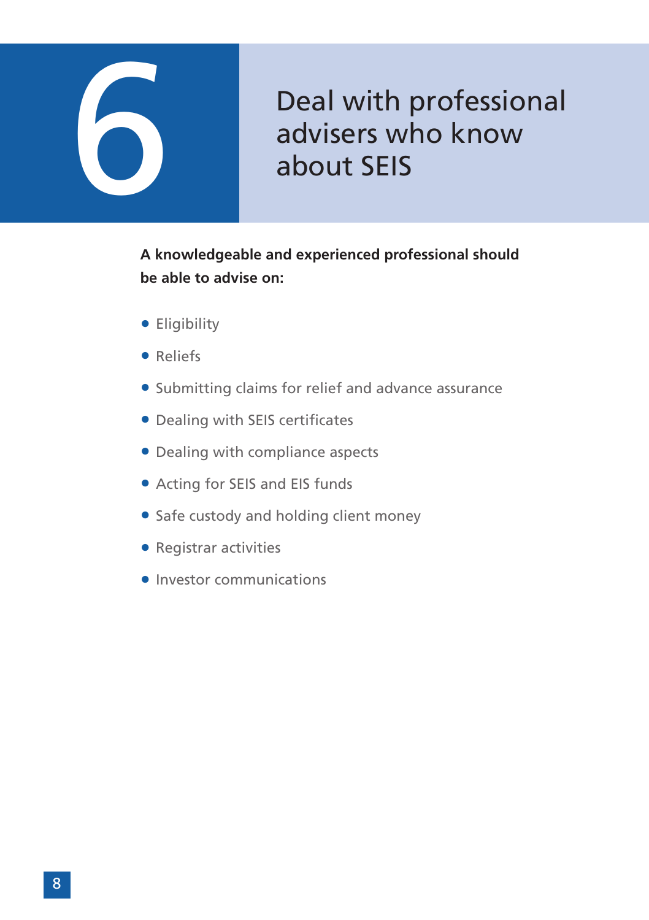# 6 Deal with professional advisers who know about SEIS

**A knowledgeable and experienced professional should be able to advise on:**

- Eligibility
- Reliefs
- Submitting claims for relief and advance assurance
- Dealing with SEIS certificates
- Dealing with compliance aspects
- Acting for SEIS and EIS funds
- Safe custody and holding client money
- Registrar activities
- Investor communications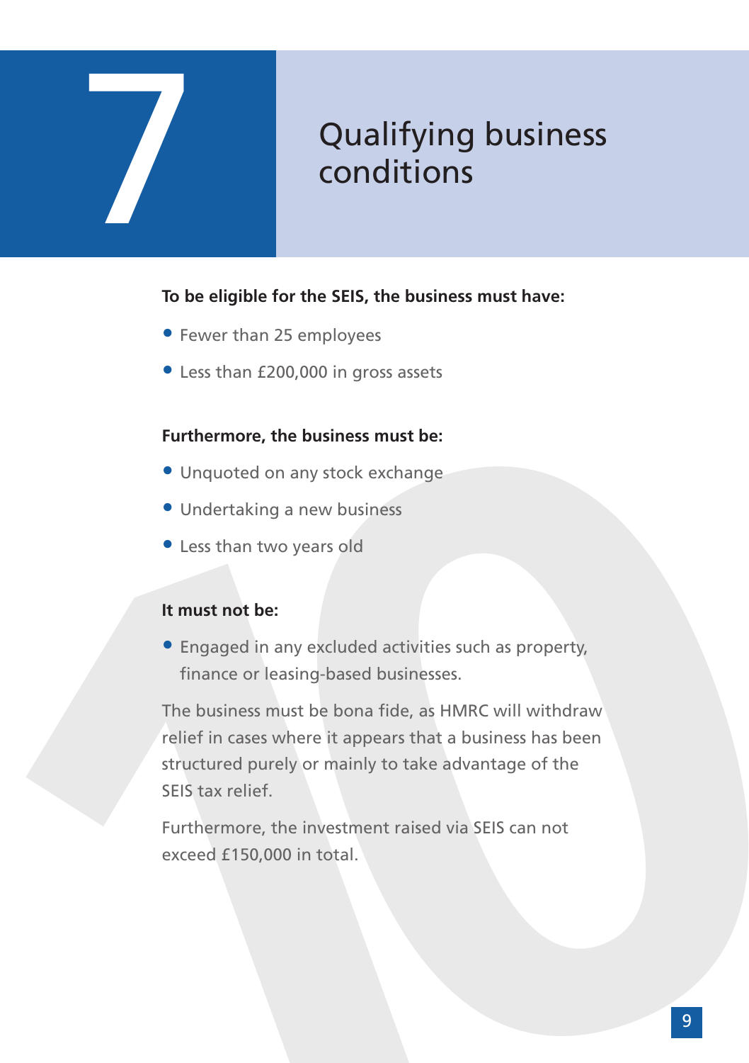# 7 Qualifying business conditions

**To be eligible for the SEIS, the business must have:**

- Fewer than 25 employees
- Less than £200,000 in gross assets

**Furthermore, the business must be:**

- Unquoted on any stock exchange
- Undertaking a new business
- Less than two years old

**It must not be:**

- Engaged in any excluded activities such as property, finance or leasing-based businesses.

The business must be bona fide, as HMRC will withdraw relief in cases where it appears that a business has been structured purely or mainly to take advantage of the SEIS tax relief.

Furthermore, the investment raised via SEIS can not exceed £150,000 in total.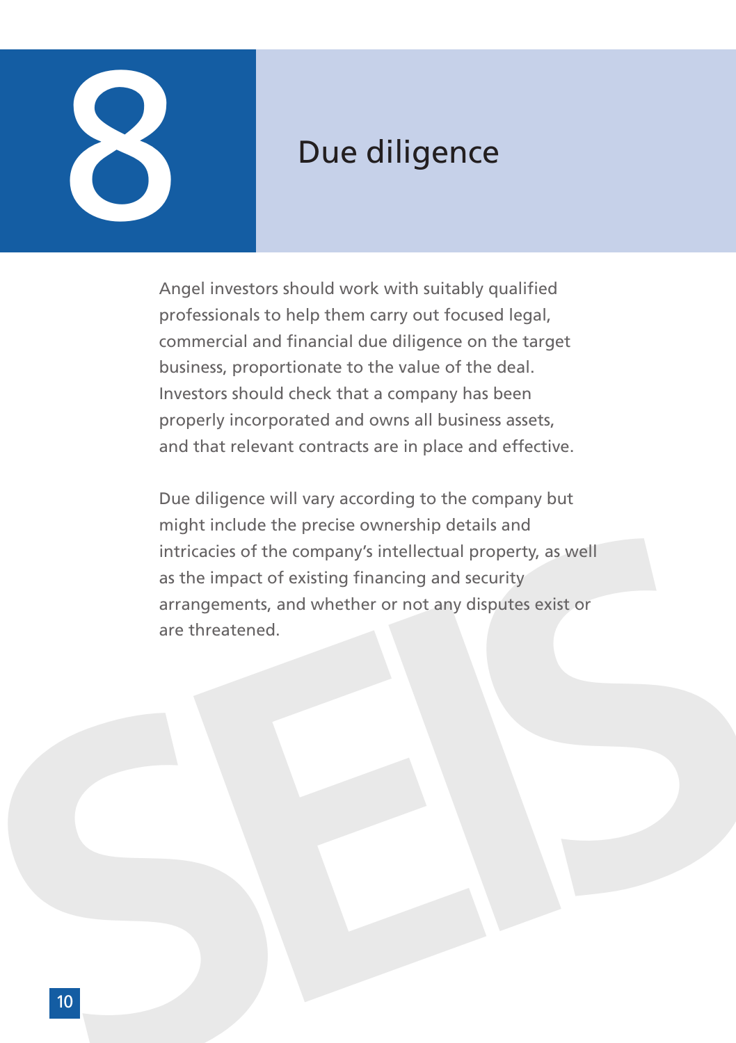# 8 Due diligence

Angel investors should work with suitably qualified professionals to help them carry out focused legal, commercial and financial due diligence on the target business, proportionate to the value of the deal. Investors should check that a company has been properly incorporated and owns all business assets, and that relevant contracts are in place and effective.

Due diligence will vary according to the company but might include the precise ownership details and intricacies of the company's intellectual property, as well as the impact of existing financing and security arrangements, and whether or not any disputes exist or are threatened.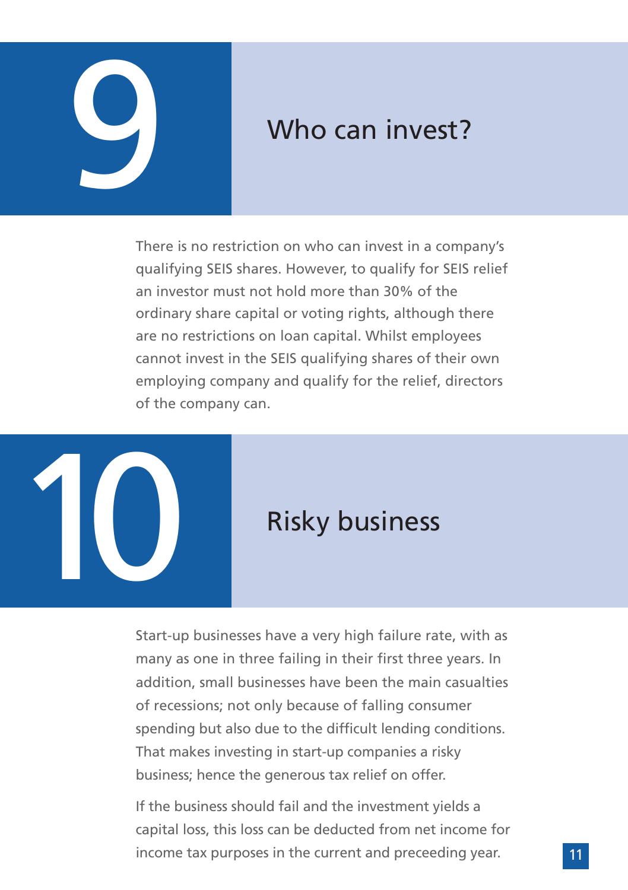## 9 Who can invest?

There is no restriction on who can invest in a company's qualifying SEIS shares. However, to qualify for SEIS relief an investor must not hold more than 30% of the ordinary share capital or voting rights, although there are no restrictions on loan capital. Whilst employees cannot invest in the SEIS qualifying shares of their own employing company and qualify for the relief, directors of the company can.

## 10 Risky business

Start-up businesses have a very high failure rate, with as many as one in three failing in their first three years. In addition, small businesses have been the main casualties of recessions; not only because of falling consumer spending but also due to the difficult lending conditions. That makes investing in start-up companies a risky business; hence the generous tax relief on offer.

If the business should fail and the investment yields a capital loss, this loss can be deducted from net income for income tax purposes in the current and preceeding year.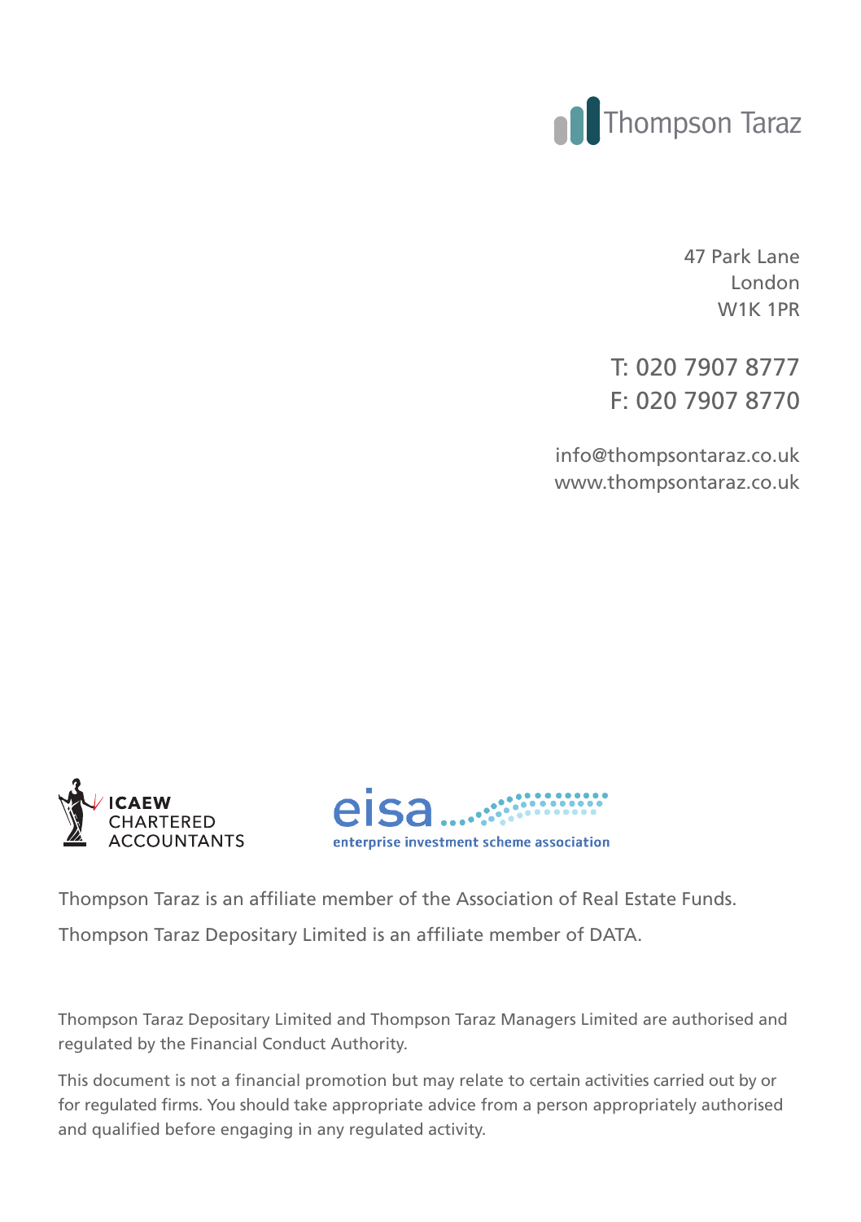Thompson Taraz

47 Park Lane
London
W1K 1PR

T: 020 7907 8777
F: 020 7907 8770

info@thompsontaraz.co.uk
www.thompsontaraz.co.uk

ICAEW CHARTERED ACCOUNTANTS

eisa enterprise investment scheme association

Thompson Taraz is an affiliate member of the Association of Real Estate Funds.

Thompson Taraz Depositary Limited is an affiliate member of DATA.

Thompson Taraz Depositary Limited and Thompson Taraz Managers Limited are authorised and regulated by the Financial Conduct Authority.

This document is not a financial promotion but may relate to certain activities carried out by or for regulated firms. You should take appropriate advice from a person appropriately authorised and qualified before engaging in any regulated activity.